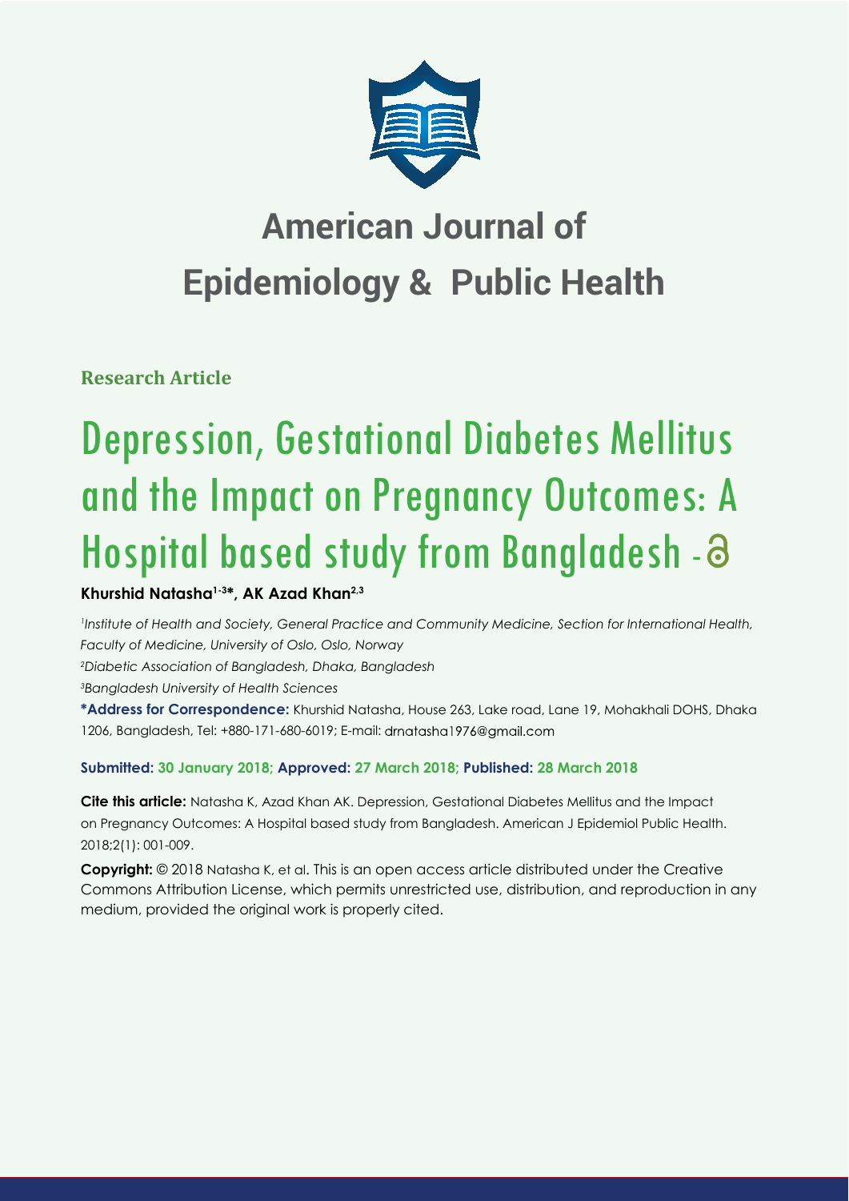# American Journal of Epidemiology & Public Health

**Research Article**

# Depression, Gestational Diabetes Mellitus and the Impact on Pregnancy Outcomes: A Hospital based study from Bangladesh

**Khurshid Natasha[1-3]*, AK Azad Khan[2,3]**

[1]*Institute of Health and Society, General Practice and Community Medicine, Section for International Health, Faculty of Medicine, University of Oslo, Oslo, Norway*

[2]*Diabetic Association of Bangladesh, Dhaka, Bangladesh*

[3]*Bangladesh University of Health Sciences*

**\*Address for Correspondence:** Khurshid Natasha, House 263, Lake road, Lane 19, Mohakhali DOHS, Dhaka 1206, Bangladesh, Tel: +880-171-680-6019; E-mail: drnatasha1976@gmail.com

**Submitted: 30 January 2018; Approved: 27 March 2018; Published: 28 March 2018**

**Cite this article:** Natasha K, Azad Khan AK. Depression, Gestational Diabetes Mellitus and the Impact on Pregnancy Outcomes: A Hospital based study from Bangladesh. American J Epidemiol Public Health. 2018;2(1): 001-009.

**Copyright:** © 2018 Natasha K, et al. This is an open access article distributed under the Creative Commons Attribution License, which permits unrestricted use, distribution, and reproduction in any medium, provided the original work is properly cited.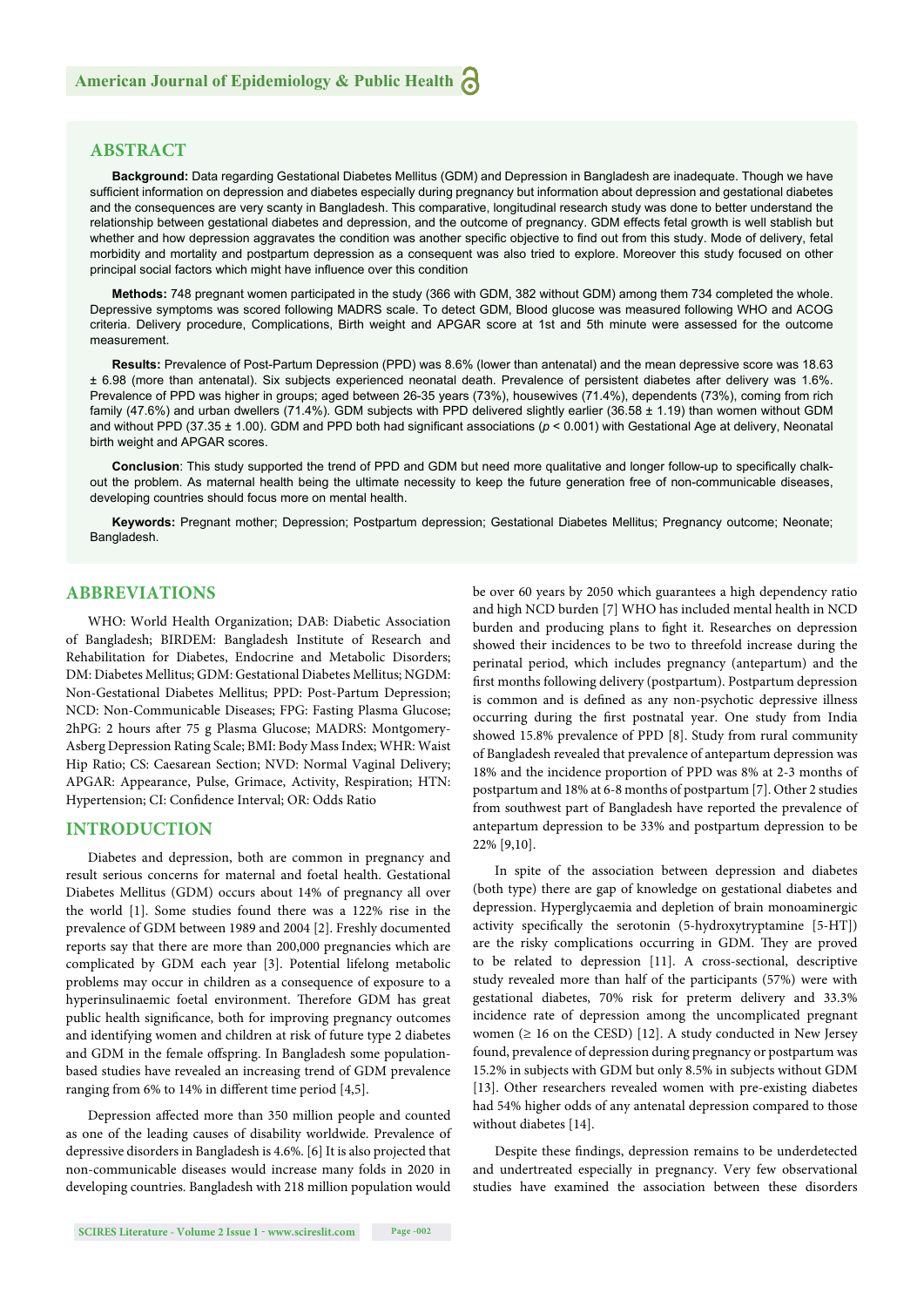## ABSTRACT

**Background:** Data regarding Gestational Diabetes Mellitus (GDM) and Depression in Bangladesh are inadequate. Though we have sufficient information on depression and diabetes especially during pregnancy but information about depression and gestational diabetes and the consequences are very scanty in Bangladesh. This comparative, longitudinal research study was done to better understand the relationship between gestational diabetes and depression, and the outcome of pregnancy. GDM effects fetal growth is well stablish but whether and how depression aggravates the condition was another specific objective to find out from this study. Mode of delivery, fetal morbidity and mortality and postpartum depression as a consequent was also tried to explore. Moreover this study focused on other principal social factors which might have influence over this condition

**Methods:** 748 pregnant women participated in the study (366 with GDM, 382 without GDM) among them 734 completed the whole. Depressive symptoms was scored following MADRS scale. To detect GDM, Blood glucose was measured following WHO and ACOG criteria. Delivery procedure, Complications, Birth weight and APGAR score at 1st and 5th minute were assessed for the outcome measurement.

**Results:** Prevalence of Post-Partum Depression (PPD) was 8.6% (lower than antenatal) and the mean depressive score was 18.63 ± 6.98 (more than antenatal). Six subjects experienced neonatal death. Prevalence of persistent diabetes after delivery was 1.6%. Prevalence of PPD was higher in groups; aged between 26-35 years (73%), housewives (71.4%), dependents (73%), coming from rich family (47.6%) and urban dwellers (71.4%). GDM subjects with PPD delivered slightly earlier (36.58 ± 1.19) than women without GDM and without PPD (37.35 ± 1.00). GDM and PPD both had significant associations ($p < 0.001$) with Gestational Age at delivery, Neonatal birth weight and APGAR scores.

**Conclusion**: This study supported the trend of PPD and GDM but need more qualitative and longer follow-up to specifically chalk-out the problem. As maternal health being the ultimate necessity to keep the future generation free of non-communicable diseases, developing countries should focus more on mental health.

**Keywords:** Pregnant mother; Depression; Postpartum depression; Gestational Diabetes Mellitus; Pregnancy outcome; Neonate; Bangladesh.

## ABBREVIATIONS

WHO: World Health Organization; DAB: Diabetic Association of Bangladesh; BIRDEM: Bangladesh Institute of Research and Rehabilitation for Diabetes, Endocrine and Metabolic Disorders; DM: Diabetes Mellitus; GDM: Gestational Diabetes Mellitus; NGDM: Non-Gestational Diabetes Mellitus; PPD: Post-Partum Depression; NCD: Non-Communicable Diseases; FPG: Fasting Plasma Glucose; 2hPG: 2 hours after 75 g Plasma Glucose; MADRS: Montgomery-Asberg Depression Rating Scale; BMI: Body Mass Index; WHR: Waist Hip Ratio; CS: Caesarean Section; NVD: Normal Vaginal Delivery; APGAR: Appearance, Pulse, Grimace, Activity, Respiration; HTN: Hypertension; CI: Confidence Interval; OR: Odds Ratio

## INTRODUCTION

Diabetes and depression, both are common in pregnancy and result serious concerns for maternal and foetal health. Gestational Diabetes Mellitus (GDM) occurs about 14% of pregnancy all over the world [1]. Some studies found there was a 122% rise in the prevalence of GDM between 1989 and 2004 [2]. Freshly documented reports say that there are more than 200,000 pregnancies which are complicated by GDM each year [3]. Potential lifelong metabolic problems may occur in children as a consequence of exposure to a hyperinsulinaemic foetal environment. Therefore GDM has great public health significance, both for improving pregnancy outcomes and identifying women and children at risk of future type 2 diabetes and GDM in the female offspring. In Bangladesh some population-based studies have revealed an increasing trend of GDM prevalence ranging from 6% to 14% in different time period [4,5].

Depression affected more than 350 million people and counted as one of the leading causes of disability worldwide. Prevalence of depressive disorders in Bangladesh is 4.6%. [6] It is also projected that non-communicable diseases would increase many folds in 2020 in developing countries. Bangladesh with 218 million population would be over 60 years by 2050 which guarantees a high dependency ratio and high NCD burden [7] WHO has included mental health in NCD burden and producing plans to fight it. Researches on depression showed their incidences to be two to threefold increase during the perinatal period, which includes pregnancy (antepartum) and the first months following delivery (postpartum). Postpartum depression is common and is defined as any non-psychotic depressive illness occurring during the first postnatal year. One study from India showed 15.8% prevalence of PPD [8]. Study from rural community of Bangladesh revealed that prevalence of antepartum depression was 18% and the incidence proportion of PPD was 8% at 2-3 months of postpartum and 18% at 6-8 months of postpartum [7]. Other 2 studies from southwest part of Bangladesh have reported the prevalence of antepartum depression to be 33% and postpartum depression to be 22% [9,10].

In spite of the association between depression and diabetes (both type) there are gap of knowledge on gestational diabetes and depression. Hyperglycaemia and depletion of brain monoaminergic activity specifically the serotonin (5-hydroxytryptamine [5-HT]) are the risky complications occurring in GDM. They are proved to be related to depression [11]. A cross-sectional, descriptive study revealed more than half of the participants (57%) were with gestational diabetes, 70% risk for preterm delivery and 33.3% incidence rate of depression among the uncomplicated pregnant women (≥ 16 on the CESD) [12]. A study conducted in New Jersey found, prevalence of depression during pregnancy or postpartum was 15.2% in subjects with GDM but only 8.5% in subjects without GDM [13]. Other researchers revealed women with pre-existing diabetes had 54% higher odds of any antenatal depression compared to those without diabetes [14].

Despite these findings, depression remains to be underdetected and undertreated especially in pregnancy. Very few observational studies have examined the association between these disorders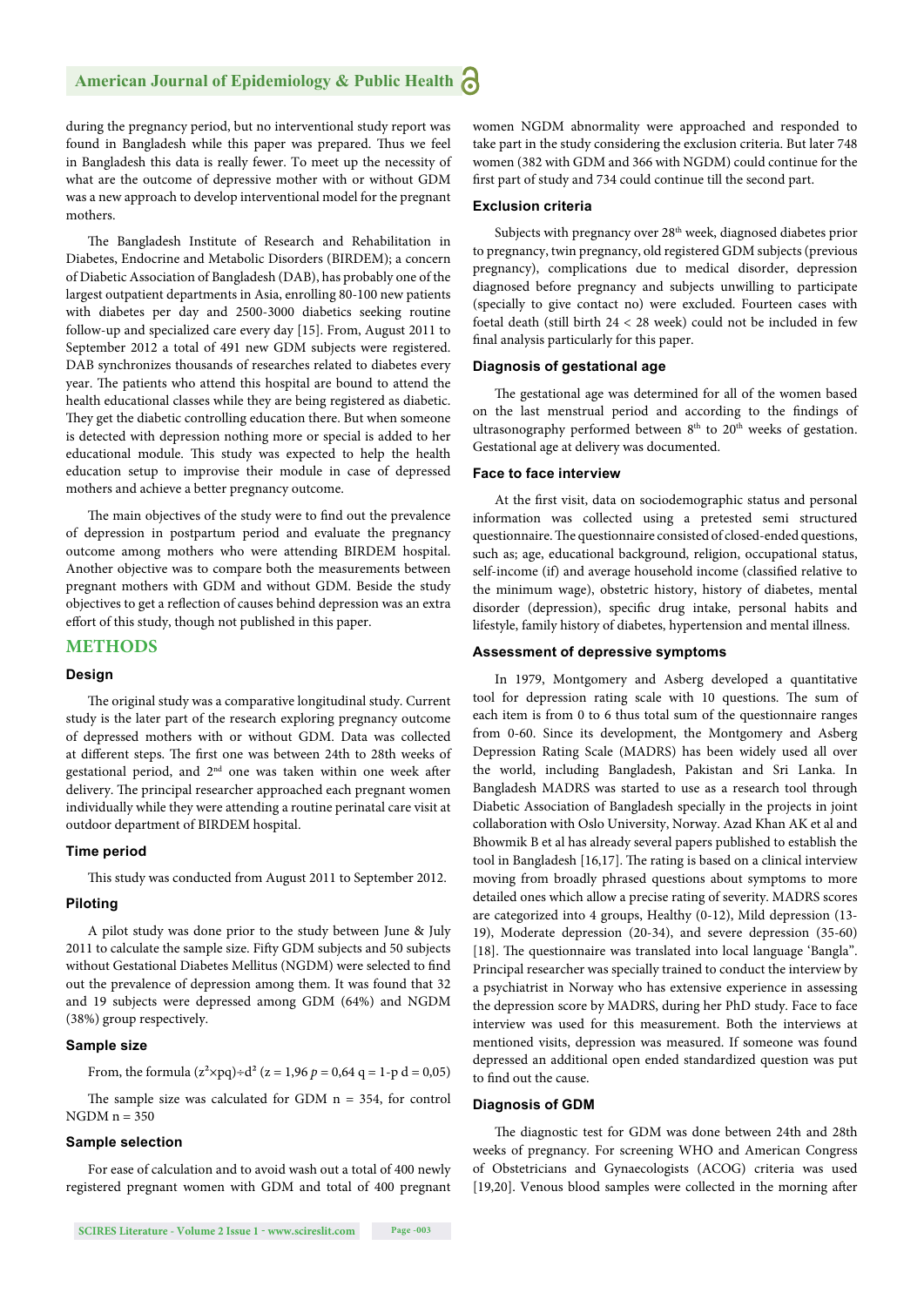during the pregnancy period, but no interventional study report was found in Bangladesh while this paper was prepared. Thus we feel in Bangladesh this data is really fewer. To meet up the necessity of what are the outcome of depressive mother with or without GDM was a new approach to develop interventional model for the pregnant mothers.

The Bangladesh Institute of Research and Rehabilitation in Diabetes, Endocrine and Metabolic Disorders (BIRDEM); a concern of Diabetic Association of Bangladesh (DAB), has probably one of the largest outpatient departments in Asia, enrolling 80-100 new patients with diabetes per day and 2500-3000 diabetics seeking routine follow-up and specialized care every day [15]. From, August 2011 to September 2012 a total of 491 new GDM subjects were registered. DAB synchronizes thousands of researches related to diabetes every year. The patients who attend this hospital are bound to attend the health educational classes while they are being registered as diabetic. They get the diabetic controlling education there. But when someone is detected with depression nothing more or special is added to her educational module. This study was expected to help the health education setup to improvise their module in case of depressed mothers and achieve a better pregnancy outcome.

The main objectives of the study were to find out the prevalence of depression in postpartum period and evaluate the pregnancy outcome among mothers who were attending BIRDEM hospital. Another objective was to compare both the measurements between pregnant mothers with GDM and without GDM. Beside the study objectives to get a reflection of causes behind depression was an extra effort of this study, though not published in this paper.

## METHODS

### Design

The original study was a comparative longitudinal study. Current study is the later part of the research exploring pregnancy outcome of depressed mothers with or without GDM. Data was collected at different steps. The first one was between 24th to 28th weeks of gestational period, and 2nd one was taken within one week after delivery. The principal researcher approached each pregnant women individually while they were attending a routine perinatal care visit at outdoor department of BIRDEM hospital.

### Time period

This study was conducted from August 2011 to September 2012.

### Piloting

A pilot study was done prior to the study between June & July 2011 to calculate the sample size. Fifty GDM subjects and 50 subjects without Gestational Diabetes Mellitus (NGDM) were selected to find out the prevalence of depression among them. It was found that 32 and 19 subjects were depressed among GDM (64%) and NGDM (38%) group respectively.

### Sample size

From, the formula $(z^2 \times pq) \div d^2$ ($z = 1{,}96$ $p = 0{,}64$ $q = 1\text{-}p$ $d = 0{,}05$)

The sample size was calculated for GDM n = 354, for control NGDM n = 350

### Sample selection

For ease of calculation and to avoid wash out a total of 400 newly registered pregnant women with GDM and total of 400 pregnant women NGDM abnormality were approached and responded to take part in the study considering the exclusion criteria. But later 748 women (382 with GDM and 366 with NGDM) could continue for the first part of study and 734 could continue till the second part.

### Exclusion criteria

Subjects with pregnancy over 28th week, diagnosed diabetes prior to pregnancy, twin pregnancy, old registered GDM subjects (previous pregnancy), complications due to medical disorder, depression diagnosed before pregnancy and subjects unwilling to participate (specially to give contact no) were excluded. Fourteen cases with foetal death (still birth 24 < 28 week) could not be included in few final analysis particularly for this paper.

### Diagnosis of gestational age

The gestational age was determined for all of the women based on the last menstrual period and according to the findings of ultrasonography performed between 8th to 20th weeks of gestation. Gestational age at delivery was documented.

### Face to face interview

At the first visit, data on sociodemographic status and personal information was collected using a pretested semi structured questionnaire. The questionnaire consisted of closed-ended questions, such as; age, educational background, religion, occupational status, self-income (if) and average household income (classified relative to the minimum wage), obstetric history, history of diabetes, mental disorder (depression), specific drug intake, personal habits and lifestyle, family history of diabetes, hypertension and mental illness.

### Assessment of depressive symptoms

In 1979, Montgomery and Asberg developed a quantitative tool for depression rating scale with 10 questions. The sum of each item is from 0 to 6 thus total sum of the questionnaire ranges from 0-60. Since its development, the Montgomery and Asberg Depression Rating Scale (MADRS) has been widely used all over the world, including Bangladesh, Pakistan and Sri Lanka. In Bangladesh MADRS was started to use as a research tool through Diabetic Association of Bangladesh specially in the projects in joint collaboration with Oslo University, Norway. Azad Khan AK et al and Bhowmik B et al has already several papers published to establish the tool in Bangladesh [16,17]. The rating is based on a clinical interview moving from broadly phrased questions about symptoms to more detailed ones which allow a precise rating of severity. MADRS scores are categorized into 4 groups, Healthy (0-12), Mild depression (13-19), Moderate depression (20-34), and severe depression (35-60) [18]. The questionnaire was translated into local language 'Bangla". Principal researcher was specially trained to conduct the interview by a psychiatrist in Norway who has extensive experience in assessing the depression score by MADRS, during her PhD study. Face to face interview was used for this measurement. Both the interviews at mentioned visits, depression was measured. If someone was found depressed an additional open ended standardized question was put to find out the cause.

### Diagnosis of GDM

The diagnostic test for GDM was done between 24th and 28th weeks of pregnancy. For screening WHO and American Congress of Obstetricians and Gynaecologists (ACOG) criteria was used [19,20]. Venous blood samples were collected in the morning after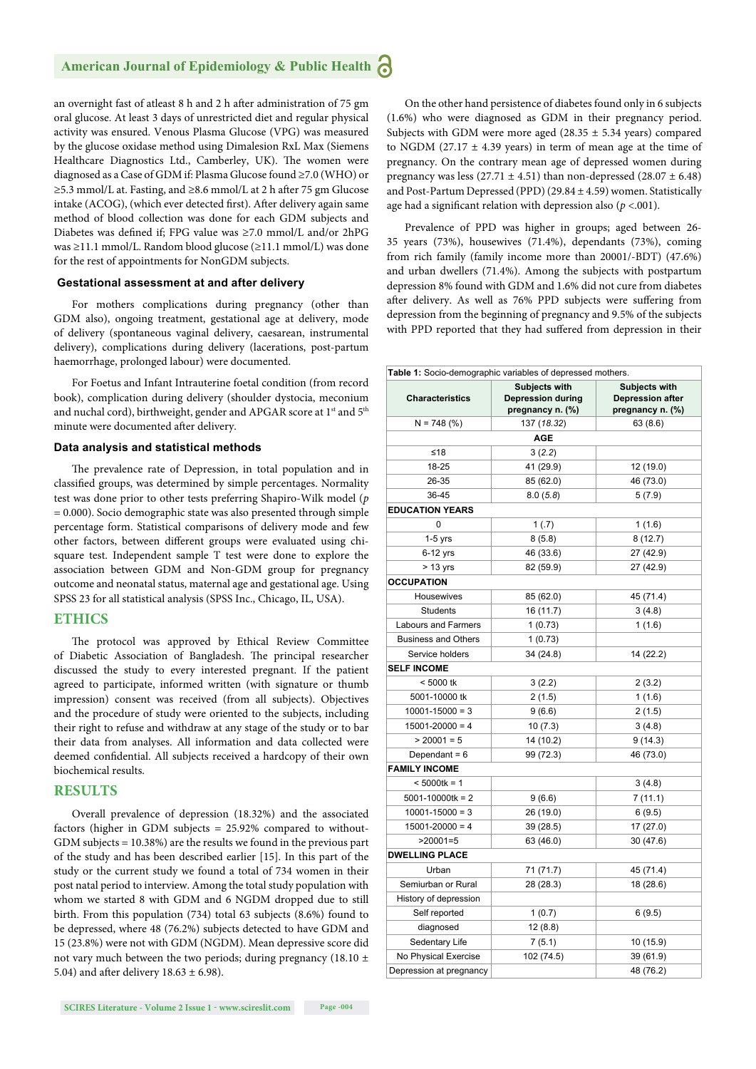an overnight fast of atleast 8 h and 2 h after administration of 75 gm oral glucose. At least 3 days of unrestricted diet and regular physical activity was ensured. Venous Plasma Glucose (VPG) was measured by the glucose oxidase method using Dimalesion RxL Max (Siemens Healthcare Diagnostics Ltd., Camberley, UK). The women were diagnosed as a Case of GDM if: Plasma Glucose found ≥7.0 (WHO) or ≥5.3 mmol/L at. Fasting, and ≥8.6 mmol/L at 2 h after 75 gm Glucose intake (ACOG), (which ever detected first). After delivery again same method of blood collection was done for each GDM subjects and Diabetes was defined if; FPG value was ≥7.0 mmol/L and/or 2hPG was ≥11.1 mmol/L. Random blood glucose (≥11.1 mmol/L) was done for the rest of appointments for NonGDM subjects.

### Gestational assessment at and after delivery

For mothers complications during pregnancy (other than GDM also), ongoing treatment, gestational age at delivery, mode of delivery (spontaneous vaginal delivery, caesarean, instrumental delivery), complications during delivery (lacerations, post-partum haemorrhage, prolonged labour) were documented.

For Foetus and Infant Intrauterine foetal condition (from record book), complication during delivery (shoulder dystocia, meconium and nuchal cord), birthweight, gender and APGAR score at 1st and 5th minute were documented after delivery.

### Data analysis and statistical methods

The prevalence rate of Depression, in total population and in classified groups, was determined by simple percentages. Normality test was done prior to other tests preferring Shapiro-Wilk model ($p$ = 0.000). Socio demographic state was also presented through simple percentage form. Statistical comparisons of delivery mode and few other factors, between different groups were evaluated using chi-square test. Independent sample T test were done to explore the association between GDM and Non-GDM group for pregnancy outcome and neonatal status, maternal age and gestational age. Using SPSS 23 for all statistical analysis (SPSS Inc., Chicago, IL, USA).

## ETHICS

The protocol was approved by Ethical Review Committee of Diabetic Association of Bangladesh. The principal researcher discussed the study to every interested pregnant. If the patient agreed to participate, informed written (with signature or thumb impression) consent was received (from all subjects). Objectives and the procedure of study were oriented to the subjects, including their right to refuse and withdraw at any stage of the study or to bar their data from analyses. All information and data collected were deemed confidential. All subjects received a hardcopy of their own biochemical results.

## RESULTS

Overall prevalence of depression (18.32%) and the associated factors (higher in GDM subjects = 25.92% compared to without-GDM subjects = 10.38%) are the results we found in the previous part of the study and has been described earlier [15]. In this part of the study or the current study we found a total of 734 women in their post natal period to interview. Among the total study population with whom we started 8 with GDM and 6 NGDM dropped due to still birth. From this population (734) total 63 subjects (8.6%) found to be depressed, where 48 (76.2%) subjects detected to have GDM and 15 (23.8%) were not with GDM (NGDM). Mean depressive score did not vary much between the two periods; during pregnancy (18.10 ± 5.04) and after delivery 18.63 ± 6.98).

On the other hand persistence of diabetes found only in 6 subjects (1.6%) who were diagnosed as GDM in their pregnancy period. Subjects with GDM were more aged (28.35 ± 5.34 years) compared to NGDM (27.17 ± 4.39 years) in term of mean age at the time of pregnancy. On the contrary mean age of depressed women during pregnancy was less (27.71 ± 4.51) than non-depressed (28.07 ± 6.48) and Post-Partum Depressed (PPD) (29.84 ± 4.59) women. Statistically age had a significant relation with depression also ($p$ <.001).

Prevalence of PPD was higher in groups; aged between 26-35 years (73%), housewives (71.4%), dependants (73%), coming from rich family (family income more than 20001/-BDT) (47.6%) and urban dwellers (71.4%). Among the subjects with postpartum depression 8% found with GDM and 1.6% did not cure from diabetes after delivery. As well as 76% PPD subjects were suffering from depression from the beginning of pregnancy and 9.5% of the subjects with PPD reported that they had suffered from depression in their

**Table 1:** Socio-demographic variables of depressed mothers.

| Characteristics | Subjects with Depression during pregnancy n. (%) | Subjects with Depression after pregnancy n. (%) |
|---|---|---|
| N = 748 (%) | 137 (*18.32*) | 63 (8.6) |
| **AGE** | | |
| ≤18 | 3 (*2.2*) | |
| 18-25 | 41 (29.9) | 12 (19.0) |
| 26-35 | 85 (62.0) | 46 (73.0) |
| 36-45 | 8.0 (*5.8*) | 5 (7.9) |
| **EDUCATION YEARS** | | |
| 0 | 1 (.7) | 1 (1.6) |
| 1-5 yrs | 8 (5.8) | 8 (12.7) |
| 6-12 yrs | 46 (33.6) | 27 (42.9) |
| > 13 yrs | 82 (59.9) | 27 (42.9) |
| **OCCUPATION** | | |
| Housewives | 85 (62.0) | 45 (71.4) |
| Students | 16 (11.7) | 3 (4.8) |
| Labours and Farmers | 1 (0.73) | 1 (1.6) |
| Business and Others | 1 (0.73) | |
| Service holders | 34 (24.8) | 14 (22.2) |
| **SELF INCOME** | | |
| < 5000 tk | 3 (2.2) | 2 (3.2) |
| 5001-10000 tk | 2 (1.5) | 1 (1.6) |
| 10001-15000 = 3 | 9 (6.6) | 2 (1.5) |
| 15001-20000 = 4 | 10 (7.3) | 3 (4.8) |
| > 20001 = 5 | 14 (10.2) | 9 (14.3) |
| Dependant = 6 | 99 (72.3) | 46 (73.0) |
| **FAMILY INCOME** | | |
| < 5000tk = 1 | | 3 (4.8) |
| 5001-10000tk = 2 | 9 (6.6) | 7 (11.1) |
| 10001-15000 = 3 | 26 (19.0) | 6 (9.5) |
| 15001-20000 = 4 | 39 (28.5) | 17 (27.0) |
| >20001=5 | 63 (46.0) | 30 (47.6) |
| **DWELLING PLACE** | | |
| Urban | 71 (71.7) | 45 (71.4) |
| Semiurban or Rural | 28 (28.3) | 18 (28.6) |
| History of depression | | |
| Self reported | 1 (0.7) | 6 (9.5) |
| diagnosed | 12 (8.8) | |
| Sedentary Life | 7 (5.1) | 10 (15.9) |
| No Physical Exercise | 102 (74.5) | 39 (61.9) |
| Depression at pregnancy | | 48 (76.2) |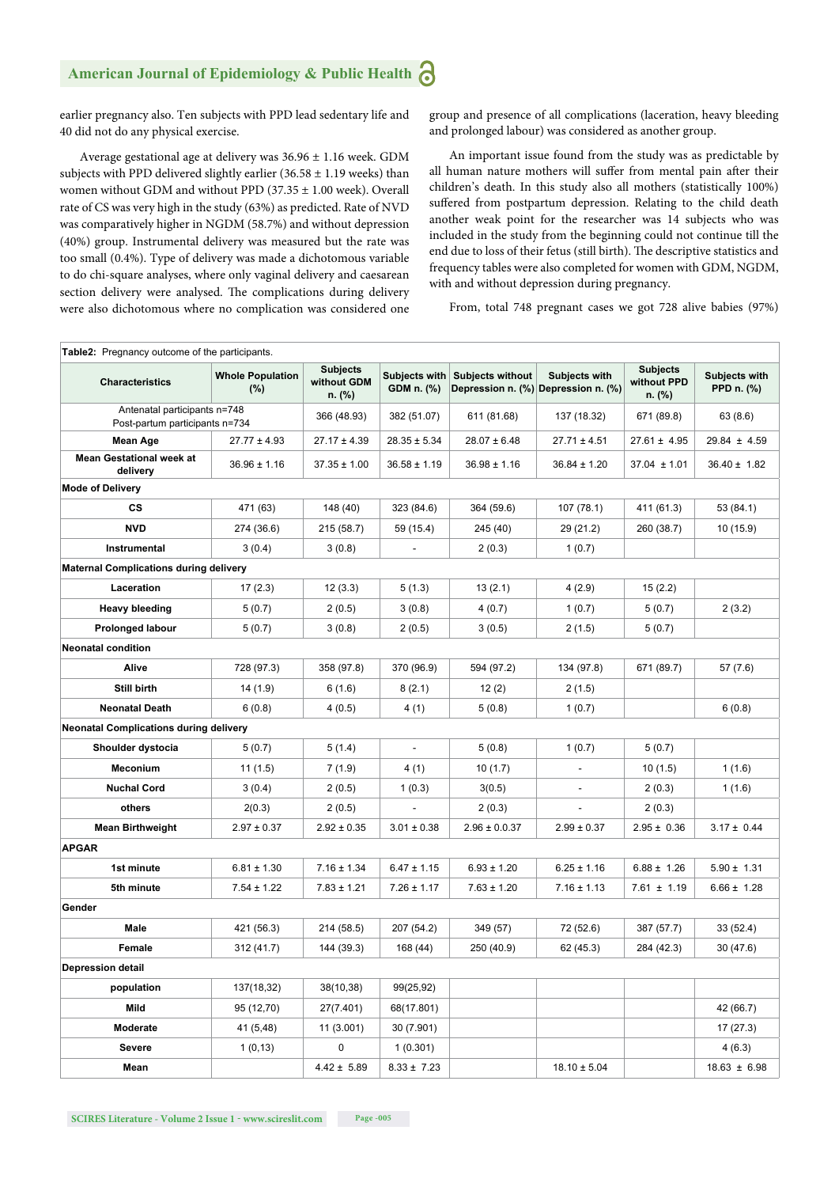earlier pregnancy also. Ten subjects with PPD lead sedentary life and 40 did not do any physical exercise.

Average gestational age at delivery was 36.96 ± 1.16 week. GDM subjects with PPD delivered slightly earlier (36.58 ± 1.19 weeks) than women without GDM and without PPD (37.35 ± 1.00 week). Overall rate of CS was very high in the study (63%) as predicted. Rate of NVD was comparatively higher in NGDM (58.7%) and without depression (40%) group. Instrumental delivery was measured but the rate was too small (0.4%). Type of delivery was made a dichotomous variable to do chi-square analyses, where only vaginal delivery and caesarean section delivery were analysed. The complications during delivery were also dichotomous where no complication was considered one group and presence of all complications (laceration, heavy bleeding and prolonged labour) was considered as another group.

An important issue found from the study was as predictable by all human nature mothers will suffer from mental pain after their children's death. In this study also all mothers (statistically 100%) suffered from postpartum depression. Relating to the child death another weak point for the researcher was 14 subjects who was included in the study from the beginning could not continue till the end due to loss of their fetus (still birth). The descriptive statistics and frequency tables were also completed for women with GDM, NGDM, with and without depression during pregnancy.

From, total 748 pregnant cases we got 728 alive babies (97%)

**Table2:** Pregnancy outcome of the participants.

| Characteristics | Whole Population (%) | Subjects without GDM n. (%) | Subjects with GDM n. (%) | Subjects without Depression n. (%) | Subjects with Depression n. (%) | Subjects without PPD n. (%) | Subjects with PPD n. (%) |
|---|---|---|---|---|---|---|---|
| Antenatal participants n=748<br>Post-partum participants n=734 | | 366 (48.93) | 382 (51.07) | 611 (81.68) | 137 (18.32) | 671 (89.8) | 63 (8.6) |
| **Mean Age** | 27.77 ± 4.93 | 27.17 ± 4.39 | 28.35 ± 5.34 | 28.07 ± 6.48 | 27.71 ± 4.51 | 27.61 ± 4.95 | 29.84 ± 4.59 |
| **Mean Gestational week at delivery** | 36.96 ± 1.16 | 37.35 ± 1.00 | 36.58 ± 1.19 | 36.98 ± 1.16 | 36.84 ± 1.20 | 37.04 ± 1.01 | 36.40 ± 1.82 |
| **Mode of Delivery** | | | | | | | |
| **CS** | 471 (63) | 148 (40) | 323 (84.6) | 364 (59.6) | 107 (78.1) | 411 (61.3) | 53 (84.1) |
| **NVD** | 274 (36.6) | 215 (58.7) | 59 (15.4) | 245 (40) | 29 (21.2) | 260 (38.7) | 10 (15.9) |
| **Instrumental** | 3 (0.4) | 3 (0.8) | - | 2 (0.3) | 1 (0.7) | | |
| **Maternal Complications during delivery** | | | | | | | |
| **Laceration** | 17 (2.3) | 12 (3.3) | 5 (1.3) | 13 (2.1) | 4 (2.9) | 15 (2.2) | |
| **Heavy bleeding** | 5 (0.7) | 2 (0.5) | 3 (0.8) | 4 (0.7) | 1 (0.7) | 5 (0.7) | 2 (3.2) |
| **Prolonged labour** | 5 (0.7) | 3 (0.8) | 2 (0.5) | 3 (0.5) | 2 (1.5) | 5 (0.7) | |
| **Neonatal condition** | | | | | | | |
| **Alive** | 728 (97.3) | 358 (97.8) | 370 (96.9) | 594 (97.2) | 134 (97.8) | 671 (89.7) | 57 (7.6) |
| **Still birth** | 14 (1.9) | 6 (1.6) | 8 (2.1) | 12 (2) | 2 (1.5) | | |
| **Neonatal Death** | 6 (0.8) | 4 (0.5) | 4 (1) | 5 (0.8) | 1 (0.7) | | 6 (0.8) |
| **Neonatal Complications during delivery** | | | | | | | |
| **Shoulder dystocia** | 5 (0.7) | 5 (1.4) | - | 5 (0.8) | 1 (0.7) | 5 (0.7) | |
| **Meconium** | 11 (1.5) | 7 (1.9) | 4 (1) | 10 (1.7) | - | 10 (1.5) | 1 (1.6) |
| **Nuchal Cord** | 3 (0.4) | 2 (0.5) | 1 (0.3) | 3(0.5) | - | 2 (0.3) | 1 (1.6) |
| **others** | 2(0.3) | 2 (0.5) | - | 2 (0.3) | - | 2 (0.3) | |
| **Mean Birthweight** | 2.97 ± 0.37 | 2.92 ± 0.35 | 3.01 ± 0.38 | 2.96 ± 0.0.37 | 2.99 ± 0.37 | 2.95 ± 0.36 | 3.17 ± 0.44 |
| **APGAR** | | | | | | | |
| **1st minute** | 6.81 ± 1.30 | 7.16 ± 1.34 | 6.47 ± 1.15 | 6.93 ± 1.20 | 6.25 ± 1.16 | 6.88 ± 1.26 | 5.90 ± 1.31 |
| **5th minute** | 7.54 ± 1.22 | 7.83 ± 1.21 | 7.26 ± 1.17 | 7.63 ± 1.20 | 7.16 ± 1.13 | 7.61 ± 1.19 | 6.66 ± 1.28 |
| **Gender** | | | | | | | |
| **Male** | 421 (56.3) | 214 (58.5) | 207 (54.2) | 349 (57) | 72 (52.6) | 387 (57.7) | 33 (52.4) |
| **Female** | 312 (41.7) | 144 (39.3) | 168 (44) | 250 (40.9) | 62 (45.3) | 284 (42.3) | 30 (47.6) |
| **Depression detail** | | | | | | | |
| **population** | 137(18,32) | 38(10,38) | 99(25,92) | | | | |
| **Mild** | 95 (12,70) | 27(7.401) | 68(17.801) | | | | 42 (66.7) |
| **Moderate** | 41 (5,48) | 11 (3.001) | 30 (7.901) | | | | 17 (27.3) |
| **Severe** | 1 (0,13) | 0 | 1 (0.301) | | | | 4 (6.3) |
| **Mean** | | 4.42 ± 5.89 | 8.33 ± 7.23 | | 18.10 ± 5.04 | | 18.63 ± 6.98 |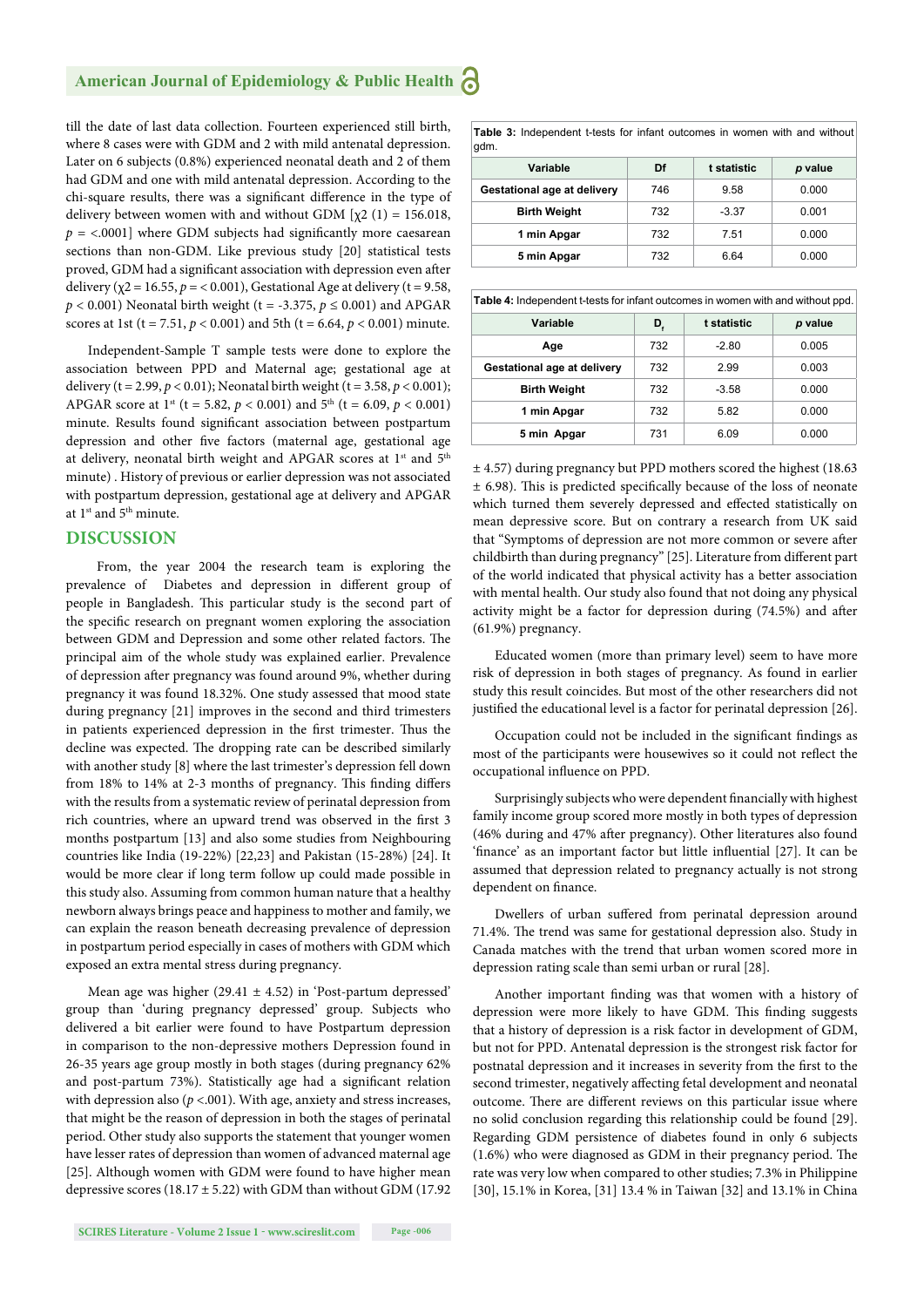till the date of last data collection. Fourteen experienced still birth, where 8 cases were with GDM and 2 with mild antenatal depression. Later on 6 subjects (0.8%) experienced neonatal death and 2 of them had GDM and one with mild antenatal depression. According to the chi-square results, there was a significant difference in the type of delivery between women with and without GDM [$\chi 2$ (1) = 156.018, $p$ = <.0001] where GDM subjects had significantly more caesarean sections than non-GDM. Like previous study [20] statistical tests proved, GDM had a significant association with depression even after delivery ($\chi 2 = 16.55$, $p = < 0.001$), Gestational Age at delivery ($t = 9.58$, $p < 0.001$) Neonatal birth weight ($t = -3.375$, $p \leq 0.001$) and APGAR scores at 1st ($t = 7.51$, $p < 0.001$) and 5th ($t = 6.64$, $p < 0.001$) minute.

Independent-Sample T sample tests were done to explore the association between PPD and Maternal age; gestational age at delivery ($t = 2.99$, $p < 0.01$); Neonatal birth weight ($t = 3.58$, $p < 0.001$); APGAR score at 1st ($t = 5.82$, $p < 0.001$) and 5th ($t = 6.09$, $p < 0.001$) minute. Results found significant association between postpartum depression and other five factors (maternal age, gestational age at delivery, neonatal birth weight and APGAR scores at 1st and 5th minute) . History of previous or earlier depression was not associated with postpartum depression, gestational age at delivery and APGAR at 1st and 5th minute.

## DISCUSSION

From, the year 2004 the research team is exploring the prevalence of Diabetes and depression in different group of people in Bangladesh. This particular study is the second part of the specific research on pregnant women exploring the association between GDM and Depression and some other related factors. The principal aim of the whole study was explained earlier. Prevalence of depression after pregnancy was found around 9%, whether during pregnancy it was found 18.32%. One study assessed that mood state during pregnancy [21] improves in the second and third trimesters in patients experienced depression in the first trimester. Thus the decline was expected. The dropping rate can be described similarly with another study [8] where the last trimester's depression fell down from 18% to 14% at 2-3 months of pregnancy. This finding differs with the results from a systematic review of perinatal depression from rich countries, where an upward trend was observed in the first 3 months postpartum [13] and also some studies from Neighbouring countries like India (19-22%) [22,23] and Pakistan (15-28%) [24]. It would be more clear if long term follow up could made possible in this study also. Assuming from common human nature that a healthy newborn always brings peace and happiness to mother and family, we can explain the reason beneath decreasing prevalence of depression in postpartum period especially in cases of mothers with GDM which exposed an extra mental stress during pregnancy.

Mean age was higher (29.41 ± 4.52) in 'Post-partum depressed' group than 'during pregnancy depressed' group. Subjects who delivered a bit earlier were found to have Postpartum depression in comparison to the non-depressive mothers Depression found in 26-35 years age group mostly in both stages (during pregnancy 62% and post-partum 73%). Statistically age had a significant relation with depression also ($p$ <.001). With age, anxiety and stress increases, that might be the reason of depression in both the stages of perinatal period. Other study also supports the statement that younger women have lesser rates of depression than women of advanced maternal age [25]. Although women with GDM were found to have higher mean depressive scores (18.17 ± 5.22) with GDM than without GDM (17.92 ± 4.57) during pregnancy but PPD mothers scored the highest (18.63 ± 6.98). This is predicted specifically because of the loss of neonate which turned them severely depressed and effected statistically on mean depressive score. But on contrary a research from UK said that "Symptoms of depression are not more common or severe after childbirth than during pregnancy" [25]. Literature from different part of the world indicated that physical activity has a better association with mental health. Our study also found that not doing any physical activity might be a factor for depression during (74.5%) and after (61.9%) pregnancy.

**Table 3:** Independent t-tests for infant outcomes in women with and without gdm.

| Variable | Df | t statistic | *p* value |
|---|---|---|---|
| Gestational age at delivery | 746 | 9.58 | 0.000 |
| Birth Weight | 732 | -3.37 | 0.001 |
| 1 min Apgar | 732 | 7.51 | 0.000 |
| 5 min Apgar | 732 | 6.64 | 0.000 |

**Table 4:** Independent t-tests for infant outcomes in women with and without ppd.

| Variable | $D_f$ | t statistic | *p* value |
|---|---|---|---|
| Age | 732 | -2.80 | 0.005 |
| Gestational age at delivery | 732 | 2.99 | 0.003 |
| Birth Weight | 732 | -3.58 | 0.000 |
| 1 min Apgar | 732 | 5.82 | 0.000 |
| 5 min Apgar | 731 | 6.09 | 0.000 |

Educated women (more than primary level) seem to have more risk of depression in both stages of pregnancy. As found in earlier study this result coincides. But most of the other researchers did not justified the educational level is a factor for perinatal depression [26].

Occupation could not be included in the significant findings as most of the participants were housewives so it could not reflect the occupational influence on PPD.

Surprisingly subjects who were dependent financially with highest family income group scored more mostly in both types of depression (46% during and 47% after pregnancy). Other literatures also found 'finance' as an important factor but little influential [27]. It can be assumed that depression related to pregnancy actually is not strong dependent on finance.

Dwellers of urban suffered from perinatal depression around 71.4%. The trend was same for gestational depression also. Study in Canada matches with the trend that urban women scored more in depression rating scale than semi urban or rural [28].

Another important finding was that women with a history of depression were more likely to have GDM. This finding suggests that a history of depression is a risk factor in development of GDM, but not for PPD. Antenatal depression is the strongest risk factor for postnatal depression and it increases in severity from the first to the second trimester, negatively affecting fetal development and neonatal outcome. There are different reviews on this particular issue where no solid conclusion regarding this relationship could be found [29]. Regarding GDM persistence of diabetes found in only 6 subjects (1.6%) who were diagnosed as GDM in their pregnancy period. The rate was very low when compared to other studies; 7.3% in Philippine [30], 15.1% in Korea, [31] 13.4 % in Taiwan [32] and 13.1% in China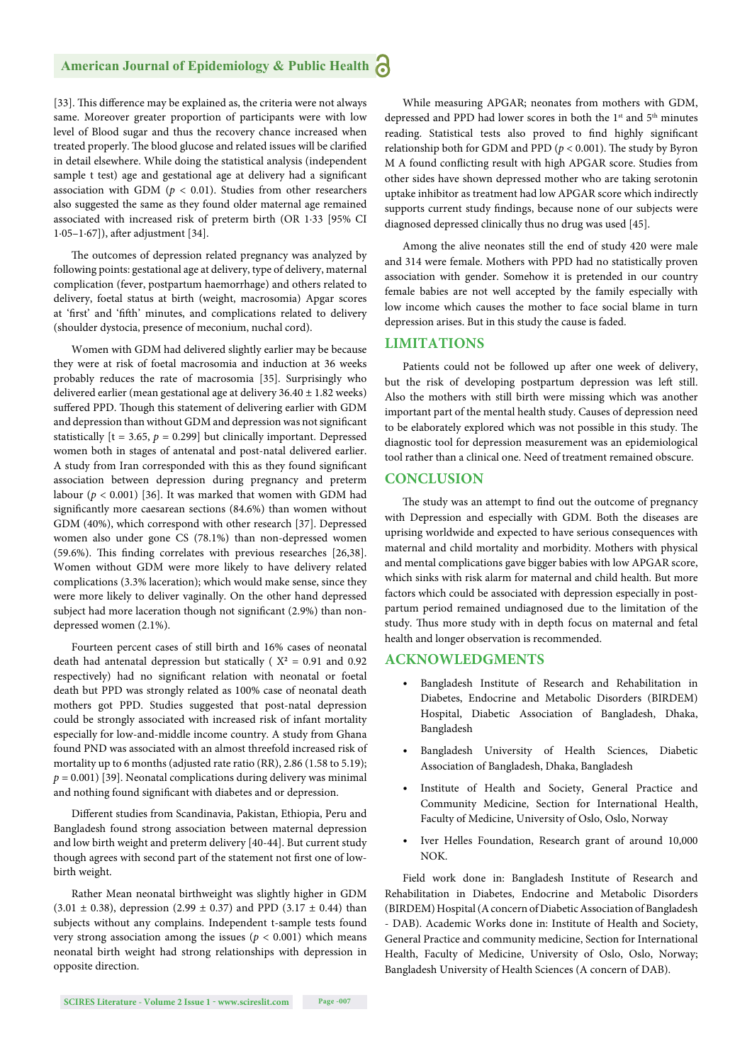[33]. This difference may be explained as, the criteria were not always same. Moreover greater proportion of participants were with low level of Blood sugar and thus the recovery chance increased when treated properly. The blood glucose and related issues will be clarified in detail elsewhere. While doing the statistical analysis (independent sample t test) age and gestational age at delivery had a significant association with GDM ($p < 0.01$). Studies from other researchers also suggested the same as they found older maternal age remained associated with increased risk of preterm birth (OR 1·33 [95% CI 1·05–1·67]), after adjustment [34].

The outcomes of depression related pregnancy was analyzed by following points: gestational age at delivery, type of delivery, maternal complication (fever, postpartum haemorrhage) and others related to delivery, foetal status at birth (weight, macrosomia) Apgar scores at 'first' and 'fifth' minutes, and complications related to delivery (shoulder dystocia, presence of meconium, nuchal cord).

Women with GDM had delivered slightly earlier may be because they were at risk of foetal macrosomia and induction at 36 weeks probably reduces the rate of macrosomia [35]. Surprisingly who delivered earlier (mean gestational age at delivery 36.40 ± 1.82 weeks) suffered PPD. Though this statement of delivering earlier with GDM and depression than without GDM and depression was not significant statistically [t = 3.65, $p = 0.299$] but clinically important. Depressed women both in stages of antenatal and post-natal delivered earlier. A study from Iran corresponded with this as they found significant association between depression during pregnancy and preterm labour ($p < 0.001$) [36]. It was marked that women with GDM had significantly more caesarean sections (84.6%) than women without GDM (40%), which correspond with other research [37]. Depressed women also under gone CS (78.1%) than non-depressed women (59.6%). This finding correlates with previous researches [26,38]. Women without GDM were more likely to have delivery related complications (3.3% laceration); which would make sense, since they were more likely to deliver vaginally. On the other hand depressed subject had more laceration though not significant (2.9%) than non-depressed women (2.1%).

Fourteen percent cases of still birth and 16% cases of neonatal death had antenatal depression but statically ( $X^2$ = 0.91 and 0.92 respectively) had no significant relation with neonatal or foetal death but PPD was strongly related as 100% case of neonatal death mothers got PPD. Studies suggested that post-natal depression could be strongly associated with increased risk of infant mortality especially for low-and-middle income country. A study from Ghana found PND was associated with an almost threefold increased risk of mortality up to 6 months (adjusted rate ratio (RR), 2.86 (1.58 to 5.19); $p = 0.001$) [39]. Neonatal complications during delivery was minimal and nothing found significant with diabetes and or depression.

Different studies from Scandinavia, Pakistan, Ethiopia, Peru and Bangladesh found strong association between maternal depression and low birth weight and preterm delivery [40-44]. But current study though agrees with second part of the statement not first one of low-birth weight.

Rather Mean neonatal birthweight was slightly higher in GDM (3.01 ± 0.38), depression (2.99 ± 0.37) and PPD (3.17 ± 0.44) than subjects without any complains. Independent t-sample tests found very strong association among the issues ($p < 0.001$) which means neonatal birth weight had strong relationships with depression in opposite direction.

While measuring APGAR; neonates from mothers with GDM, depressed and PPD had lower scores in both the 1st and 5th minutes reading. Statistical tests also proved to find highly significant relationship both for GDM and PPD ($p < 0.001$). The study by Byron M A found conflicting result with high APGAR score. Studies from other sides have shown depressed mother who are taking serotonin uptake inhibitor as treatment had low APGAR score which indirectly supports current study findings, because none of our subjects were diagnosed depressed clinically thus no drug was used [45].

Among the alive neonates still the end of study 420 were male and 314 were female. Mothers with PPD had no statistically proven association with gender. Somehow it is pretended in our country female babies are not well accepted by the family especially with low income which causes the mother to face social blame in turn depression arises. But in this study the cause is faded.

## LIMITATIONS

Patients could not be followed up after one week of delivery, but the risk of developing postpartum depression was left still. Also the mothers with still birth were missing which was another important part of the mental health study. Causes of depression need to be elaborately explored which was not possible in this study. The diagnostic tool for depression measurement was an epidemiological tool rather than a clinical one. Need of treatment remained obscure.

## CONCLUSION

The study was an attempt to find out the outcome of pregnancy with Depression and especially with GDM. Both the diseases are uprising worldwide and expected to have serious consequences with maternal and child mortality and morbidity. Mothers with physical and mental complications gave bigger babies with low APGAR score, which sinks with risk alarm for maternal and child health. But more factors which could be associated with depression especially in post-partum period remained undiagnosed due to the limitation of the study. Thus more study with in depth focus on maternal and fetal health and longer observation is recommended.

## ACKNOWLEDGMENTS

- Bangladesh Institute of Research and Rehabilitation in Diabetes, Endocrine and Metabolic Disorders (BIRDEM) Hospital, Diabetic Association of Bangladesh, Dhaka, Bangladesh
- Bangladesh University of Health Sciences, Diabetic Association of Bangladesh, Dhaka, Bangladesh
- Institute of Health and Society, General Practice and Community Medicine, Section for International Health, Faculty of Medicine, University of Oslo, Oslo, Norway
- Iver Helles Foundation, Research grant of around 10,000 NOK.

Field work done in: Bangladesh Institute of Research and Rehabilitation in Diabetes, Endocrine and Metabolic Disorders (BIRDEM) Hospital (A concern of Diabetic Association of Bangladesh - DAB). Academic Works done in: Institute of Health and Society, General Practice and community medicine, Section for International Health, Faculty of Medicine, University of Oslo, Oslo, Norway; Bangladesh University of Health Sciences (A concern of DAB).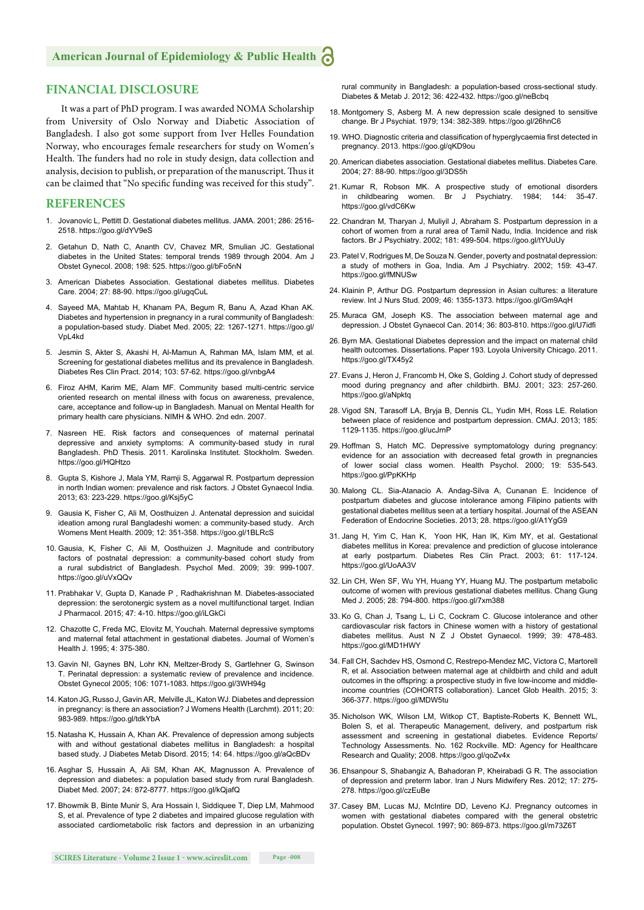## FINANCIAL DISCLOSURE

It was a part of PhD program. I was awarded NOMA Scholarship from University of Oslo Norway and Diabetic Association of Bangladesh. I also got some support from Iver Helles Foundation Norway, who encourages female researchers for study on Women's Health. The funders had no role in study design, data collection and analysis, decision to publish, or preparation of the manuscript. Thus it can be claimed that "No specific funding was received for this study".

## REFERENCES

1. Jovanovic L, Pettitt D. Gestational diabetes mellitus. JAMA. 2001; 286: 2516-2518. https://goo.gl/dYV9eS
2. Getahun D, Nath C, Ananth CV, Chavez MR, Smulian JC. Gestational diabetes in the United States: temporal trends 1989 through 2004. Am J Obstet Gynecol. 2008; 198: 525. https://goo.gl/bFo5nN
3. American Diabetes Association. Gestational diabetes mellitus. Diabetes Care. 2004; 27: 88-90. https://goo.gl/ugqCuL
4. Sayeed MA, Mahtab H, Khanam PA, Begum R, Banu A, Azad Khan AK. Diabetes and hypertension in pregnancy in a rural community of Bangladesh: a population-based study. Diabet Med. 2005; 22: 1267-1271. https://goo.gl/VpL4kd
5. Jesmin S, Akter S, Akashi H, Al-Mamun A, Rahman MA, Islam MM, et al. Screening for gestational diabetes mellitus and its prevalence in Bangladesh. Diabetes Res Clin Pract. 2014; 103: 57-62. https://goo.gl/vnbgA4
6. Firoz AHM, Karim ME, Alam MF. Community based multi-centric service oriented research on mental illness with focus on awareness, prevalence, care, acceptance and follow-up in Bangladesh. Manual on Mental Health for primary health care physicians. NIMH & WHO. 2nd edn. 2007.
7. Nasreen HE. Risk factors and consequences of maternal perinatal depressive and anxiety symptoms: A community-based study in rural Bangladesh. PhD Thesis. 2011. Karolinska Institutet. Stockholm. Sweden. https://goo.gl/HQHtzo
8. Gupta S, Kishore J, Mala YM, Ramji S, Aggarwal R. Postpartum depression in north Indian women: prevalence and risk factors. J Obstet Gynaecol India. 2013; 63: 223-229. https://goo.gl/Ksj5yC
9. Gausia K, Fisher C, Ali M, Oosthuizen J. Antenatal depression and suicidal ideation among rural Bangladeshi women: a community-based study. Arch Womens Ment Health. 2009; 12: 351-358. https://goo.gl/1BLRcS
10. Gausia, K, Fisher C, Ali M, Oosthuizen J. Magnitude and contributory factors of postnatal depression: a community-based cohort study from a rural subdistrict of Bangladesh. Psychol Med. 2009; 39: 999-1007. https://goo.gl/uVxQQv
11. Prabhakar V, Gupta D, Kanade P , Radhakrishnan M. Diabetes-associated depression: the serotonergic system as a novel multifunctional target. Indian J Pharmacol. 2015; 47: 4-10. https://goo.gl/iLGkCi
12. Chazotte C, Freda MC, Elovitz M, Youchah. Maternal depressive symptoms and maternal fetal attachment in gestational diabetes. Journal of Women's Health J. 1995; 4: 375-380.
13. Gavin NI, Gaynes BN, Lohr KN, Meltzer-Brody S, Gartlehner G, Swinson T. Perinatal depression: a systematic review of prevalence and incidence. Obstet Gynecol 2005; 106: 1071-1083. https://goo.gl/3WH94g
14. Katon JG, Russo J, Gavin AR, Melville JL, Katon WJ. Diabetes and depression in pregnancy: is there an association? J Womens Health (Larchmt). 2011; 20: 983-989. https://goo.gl/tdkYbA
15. Natasha K, Hussain A, Khan AK. Prevalence of depression among subjects with and without gestational diabetes mellitus in Bangladesh: a hospital based study. J Diabetes Metab Disord. 2015; 14: 64. https://goo.gl/aQcBDv
16. Asghar S, Hussain A, Ali SM, Khan AK, Magnusson A. Prevalence of depression and diabetes: a population based study from rural Bangladesh. Diabet Med. 2007; 24: 872-8777. https://goo.gl/kQjafQ
17. Bhowmik B, Binte Munir S, Ara Hossain I, Siddiquee T, Diep LM, Mahmood S, et al. Prevalence of type 2 diabetes and impaired glucose regulation with associated cardiometabolic risk factors and depression in an urbanizing rural community in Bangladesh: a population-based cross-sectional study. Diabetes & Metab J. 2012; 36: 422-432. https://goo.gl/neBcbq
18. Montgomery S, Asberg M. A new depression scale designed to sensitive change. Br J Psychiat. 1979; 134: 382-389. https://goo.gl/26hnC6
19. WHO. Diagnostic criteria and classification of hyperglycaemia first detected in pregnancy. 2013. https://goo.gl/qKD9ou
20. American diabetes association. Gestational diabetes mellitus. Diabetes Care. 2004; 27: 88-90. https://goo.gl/3DS5h
21. Kumar R, Robson MK. A prospective study of emotional disorders in childbearing women. Br J Psychiatry. 1984; 144: 35-47. https://goo.gl/vdC6Kw
22. Chandran M, Tharyan J, Muliyil J, Abraham S. Postpartum depression in a cohort of women from a rural area of Tamil Nadu, India. Incidence and risk factors. Br J Psychiatry. 2002; 181: 499-504. https://goo.gl/tYUuUy
23. Patel V, Rodrigues M, De Souza N. Gender, poverty and postnatal depression: a study of mothers in Goa, India. Am J Psychiatry. 2002; 159: 43-47. https://goo.gl/fMNUSw
24. Klainin P, Arthur DG. Postpartum depression in Asian cultures: a literature review. Int J Nurs Stud. 2009; 46: 1355-1373. https://goo.gl/Gm9AqH
25. Muraca GM, Joseph KS. The association between maternal age and depression. J Obstet Gynaecol Can. 2014; 36: 803-810. https://goo.gl/U7idfi
26. Byrn MA. Gestational Diabetes depression and the impact on maternal child health outcomes. Dissertations. Paper 193. Loyola University Chicago. 2011. https://goo.gl/TX45y2
27. Evans J, Heron J, Francomb H, Oke S, Golding J. Cohort study of depressed mood during pregnancy and after childbirth. BMJ. 2001; 323: 257-260. https://goo.gl/aNpktq
28. Vigod SN, Tarasoff LA, Bryja B, Dennis CL, Yudin MH, Ross LE. Relation between place of residence and postpartum depression. CMAJ. 2013; 185: 1129-1135. https://goo.gl/ucJrnP
29. Hoffman S, Hatch MC. Depressive symptomatology during pregnancy: evidence for an association with decreased fetal growth in pregnancies of lower social class women. Health Psychol. 2000; 19: 535-543. https://goo.gl/PpKKHp
30. Malong CL. Sia-Atanacio A. Andag-Silva A, Cunanan E. Incidence of postpartum diabetes and glucose intolerance among Filipino patients with gestational diabetes mellitus seen at a tertiary hospital. Journal of the ASEAN Federation of Endocrine Societies. 2013; 28. https://goo.gl/A1YgG9
31. Jang H, Yim C, Han K, Yoon HK, Han IK, Kim MY, et al. Gestational diabetes mellitus in Korea: prevalence and prediction of glucose intolerance at early postpartum. Diabetes Res Clin Pract. 2003; 61: 117-124. https://goo.gl/UoAA3V
32. Lin CH, Wen SF, Wu YH, Huang YY, Huang MJ. The postpartum metabolic outcome of women with previous gestational diabetes mellitus. Chang Gung Med J. 2005; 28: 794-800. https://goo.gl/7xm388
33. Ko G, Chan J, Tsang L, Li C, Cockram C. Glucose intolerance and other cardiovascular risk factors in Chinese women with a history of gestational diabetes mellitus. Aust N Z J Obstet Gynaecol. 1999; 39: 478-483. https://goo.gl/MD1HWY
34. Fall CH, Sachdev HS, Osmond C, Restrepo-Mendez MC, Victora C, Martorell R, et al. Association between maternal age at childbirth and child and adult outcomes in the offspring: a prospective study in five low-income and middle-income countries (COHORTS collaboration). Lancet Glob Health. 2015; 3: 366-377. https://goo.gl/MDW5tu
35. Nicholson WK, Wilson LM, Witkop CT, Baptiste-Roberts K, Bennett WL, Bolen S, et al. Therapeutic Management, delivery, and postpartum risk assessment and screening in gestational diabetes. Evidence Reports/ Technology Assessments. No. 162 Rockville. MD: Agency for Healthcare Research and Quality; 2008. https://goo.gl/qoZv4x
36. Ehsanpour S, Shabangiz A, Bahadoran P, Kheirabadi G R. The association of depression and preterm labor. Iran J Nurs Midwifery Res. 2012; 17: 275-278. https://goo.gl/czEuBe
37. Casey BM, Lucas MJ, McIntire DD, Leveno KJ. Pregnancy outcomes in women with gestational diabetes compared with the general obstetric population. Obstet Gynecol. 1997; 90: 869-873. https://goo.gl/m73Z6T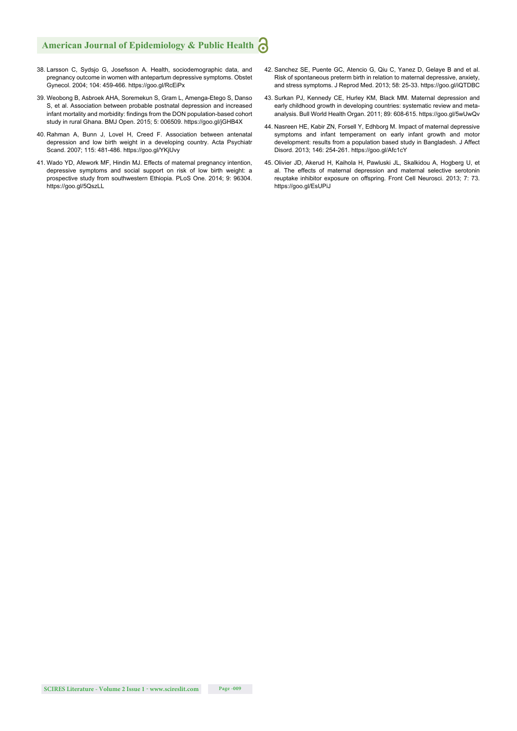38. Larsson C, Sydsjo G, Josefsson A. Health, sociodemographic data, and pregnancy outcome in women with antepartum depressive symptoms. Obstet Gynecol. 2004; 104: 459-466. https://goo.gl/RcEiPx

39. Weobong B, Asbroek AHA, Soremekun S, Gram L, Amenga-Etego S, Danso S, et al. Association between probable postnatal depression and increased infant mortality and morbidity: findings from the DON population-based cohort study in rural Ghana. BMJ Open. 2015; 5: 006509. https://goo.gl/jGHB4X

40. Rahman A, Bunn J, Lovel H, Creed F. Association between antenatal depression and low birth weight in a developing country. Acta Psychiatr Scand. 2007; 115: 481-486. https://goo.gl/YKjUvy

41. Wado YD, Afework MF, Hindin MJ. Effects of maternal pregnancy intention, depressive symptoms and social support on risk of low birth weight: a prospective study from southwestern Ethiopia. PLoS One. 2014; 9: 96304. https://goo.gl/5QszLL

42. Sanchez SE, Puente GC, Atencio G, Qiu C, Yanez D, Gelaye B and et al. Risk of spontaneous preterm birth in relation to maternal depressive, anxiety, and stress symptoms. J Reprod Med. 2013; 58: 25-33. https://goo.gl/iQTDBC

43. Surkan PJ, Kennedy CE, Hurley KM, Black MM. Maternal depression and early childhood growth in developing countries: systematic review and meta-analysis. Bull World Health Organ. 2011; 89: 608-615. https://goo.gl/5wUwQv

44. Nasreen HE, Kabir ZN, Forsell Y, Edhborg M. Impact of maternal depressive symptoms and infant temperament on early infant growth and motor development: results from a population based study in Bangladesh. J Affect Disord. 2013; 146: 254-261. https://goo.gl/Afc1cY

45. Olivier JD, Akerud H, Kaihola H, Pawluski JL, Skalkidou A, Hogberg U, et al. The effects of maternal depression and maternal selective serotonin reuptake inhibitor exposure on offspring. Front Cell Neurosci. 2013; 7: 73. https://goo.gl/EsUPiJ